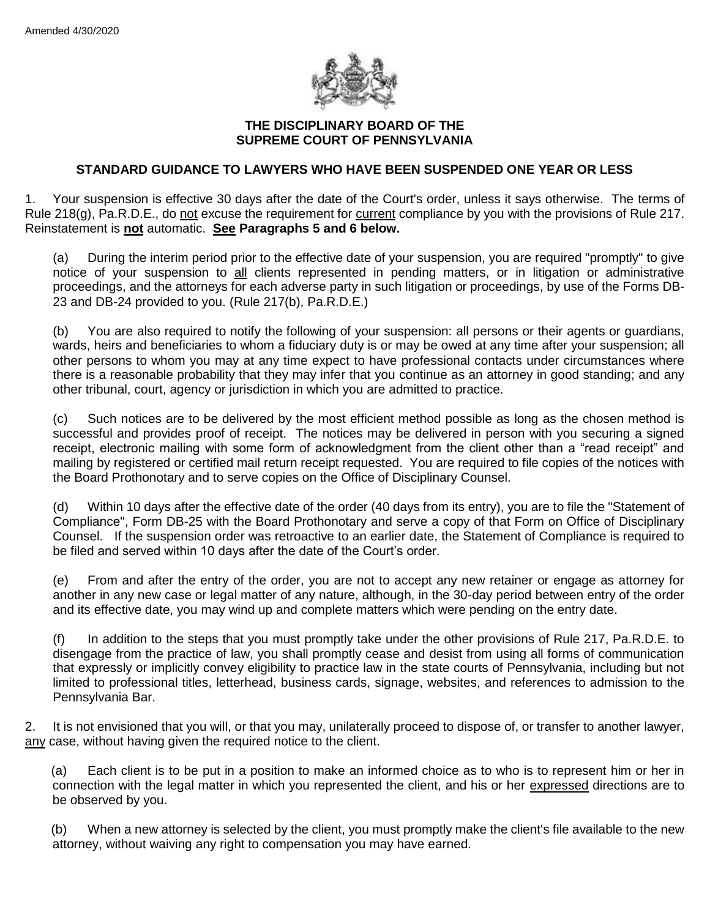Amended 4/30/2020

**THE DISCIPLINARY BOARD OF THE**
**SUPREME COURT OF PENNSYLVANIA**

## STANDARD GUIDANCE TO LAWYERS WHO HAVE BEEN SUSPENDED ONE YEAR OR LESS

1. Your suspension is effective 30 days after the date of the Court's order, unless it says otherwise. The terms of Rule 218(g), Pa.R.D.E., do not excuse the requirement for current compliance by you with the provisions of Rule 217. Reinstatement is **not** automatic. **See Paragraphs 5 and 6 below.**

(a) During the interim period prior to the effective date of your suspension, you are required "promptly" to give notice of your suspension to all clients represented in pending matters, or in litigation or administrative proceedings, and the attorneys for each adverse party in such litigation or proceedings, by use of the Forms DB-23 and DB-24 provided to you. (Rule 217(b), Pa.R.D.E.)

(b) You are also required to notify the following of your suspension: all persons or their agents or guardians, wards, heirs and beneficiaries to whom a fiduciary duty is or may be owed at any time after your suspension; all other persons to whom you may at any time expect to have professional contacts under circumstances where there is a reasonable probability that they may infer that you continue as an attorney in good standing; and any other tribunal, court, agency or jurisdiction in which you are admitted to practice.

(c) Such notices are to be delivered by the most efficient method possible as long as the chosen method is successful and provides proof of receipt. The notices may be delivered in person with you securing a signed receipt, electronic mailing with some form of acknowledgment from the client other than a "read receipt" and mailing by registered or certified mail return receipt requested. You are required to file copies of the notices with the Board Prothonotary and to serve copies on the Office of Disciplinary Counsel.

(d) Within 10 days after the effective date of the order (40 days from its entry), you are to file the "Statement of Compliance", Form DB-25 with the Board Prothonotary and serve a copy of that Form on Office of Disciplinary Counsel. If the suspension order was retroactive to an earlier date, the Statement of Compliance is required to be filed and served within 10 days after the date of the Court's order.

(e) From and after the entry of the order, you are not to accept any new retainer or engage as attorney for another in any new case or legal matter of any nature, although, in the 30-day period between entry of the order and its effective date, you may wind up and complete matters which were pending on the entry date.

(f) In addition to the steps that you must promptly take under the other provisions of Rule 217, Pa.R.D.E. to disengage from the practice of law, you shall promptly cease and desist from using all forms of communication that expressly or implicitly convey eligibility to practice law in the state courts of Pennsylvania, including but not limited to professional titles, letterhead, business cards, signage, websites, and references to admission to the Pennsylvania Bar.

2. It is not envisioned that you will, or that you may, unilaterally proceed to dispose of, or transfer to another lawyer, any case, without having given the required notice to the client.

(a) Each client is to be put in a position to make an informed choice as to who is to represent him or her in connection with the legal matter in which you represented the client, and his or her expressed directions are to be observed by you.

(b) When a new attorney is selected by the client, you must promptly make the client's file available to the new attorney, without waiving any right to compensation you may have earned.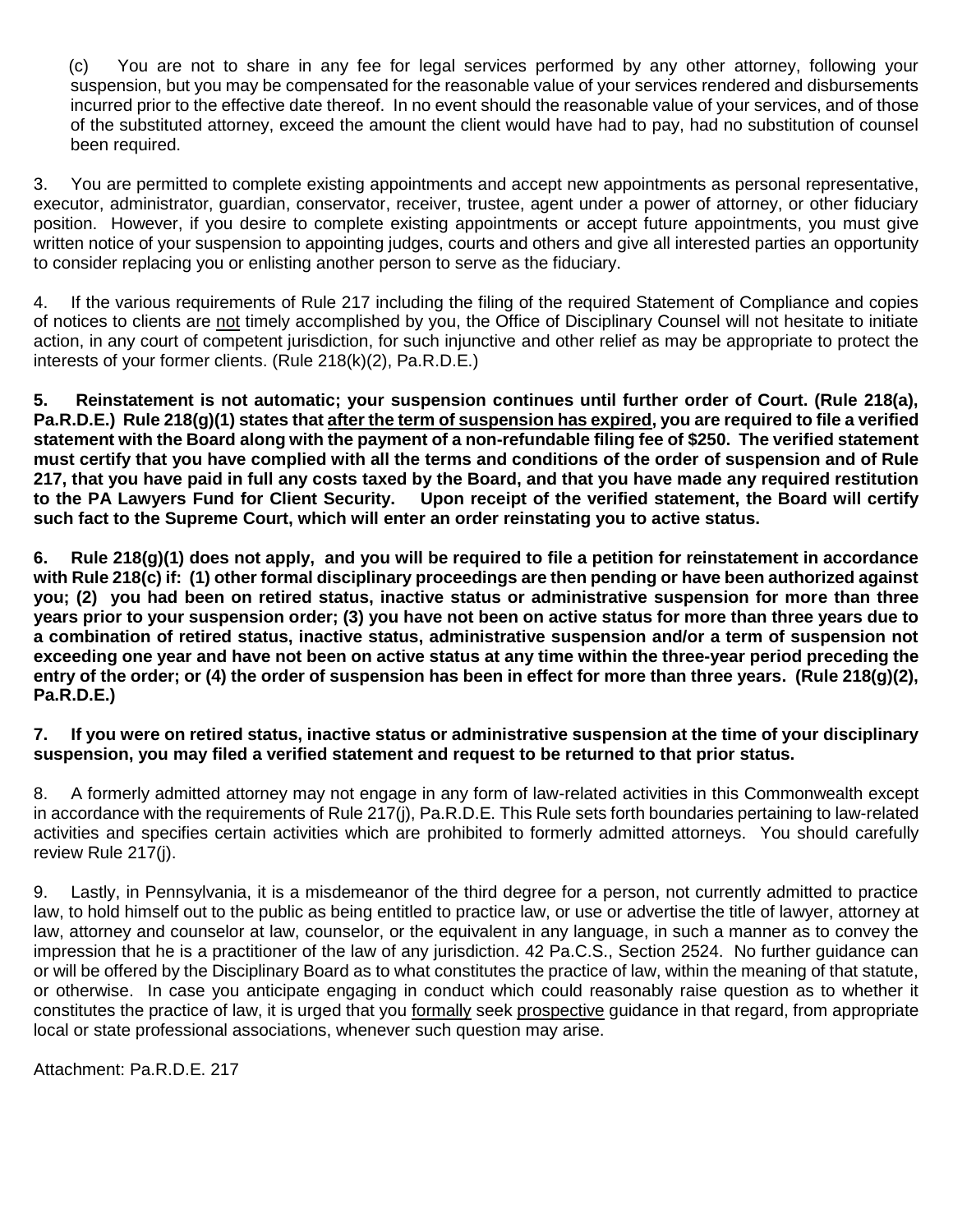(c) You are not to share in any fee for legal services performed by any other attorney, following your suspension, but you may be compensated for the reasonable value of your services rendered and disbursements incurred prior to the effective date thereof. In no event should the reasonable value of your services, and of those of the substituted attorney, exceed the amount the client would have had to pay, had no substitution of counsel been required.

3. You are permitted to complete existing appointments and accept new appointments as personal representative, executor, administrator, guardian, conservator, receiver, trustee, agent under a power of attorney, or other fiduciary position. However, if you desire to complete existing appointments or accept future appointments, you must give written notice of your suspension to appointing judges, courts and others and give all interested parties an opportunity to consider replacing you or enlisting another person to serve as the fiduciary.

4. If the various requirements of Rule 217 including the filing of the required Statement of Compliance and copies of notices to clients are <u>not</u> timely accomplished by you, the Office of Disciplinary Counsel will not hesitate to initiate action, in any court of competent jurisdiction, for such injunctive and other relief as may be appropriate to protect the interests of your former clients. (Rule 218(k)(2), Pa.R.D.E.)

**5. Reinstatement is not automatic; your suspension continues until further order of Court. (Rule 218(a), Pa.R.D.E.) Rule 218(g)(1) states that <u>after the term of suspension has expired</u>, you are required to file a verified statement with the Board along with the payment of a non-refundable filing fee of $250. The verified statement must certify that you have complied with all the terms and conditions of the order of suspension and of Rule 217, that you have paid in full any costs taxed by the Board, and that you have made any required restitution to the PA Lawyers Fund for Client Security. Upon receipt of the verified statement, the Board will certify such fact to the Supreme Court, which will enter an order reinstating you to active status.**

**6. Rule 218(g)(1) does not apply, and you will be required to file a petition for reinstatement in accordance with Rule 218(c) if: (1) other formal disciplinary proceedings are then pending or have been authorized against you; (2) you had been on retired status, inactive status or administrative suspension for more than three years prior to your suspension order; (3) you have not been on active status for more than three years due to a combination of retired status, inactive status, administrative suspension and/or a term of suspension not exceeding one year and have not been on active status at any time within the three-year period preceding the entry of the order; or (4) the order of suspension has been in effect for more than three years. (Rule 218(g)(2), Pa.R.D.E.)**

**7. If you were on retired status, inactive status or administrative suspension at the time of your disciplinary suspension, you may filed a verified statement and request to be returned to that prior status.**

8. A formerly admitted attorney may not engage in any form of law-related activities in this Commonwealth except in accordance with the requirements of Rule 217(j), Pa.R.D.E. This Rule sets forth boundaries pertaining to law-related activities and specifies certain activities which are prohibited to formerly admitted attorneys. You should carefully review Rule 217(j).

9. Lastly, in Pennsylvania, it is a misdemeanor of the third degree for a person, not currently admitted to practice law, to hold himself out to the public as being entitled to practice law, or use or advertise the title of lawyer, attorney at law, attorney and counselor at law, counselor, or the equivalent in any language, in such a manner as to convey the impression that he is a practitioner of the law of any jurisdiction. 42 Pa.C.S., Section 2524. No further guidance can or will be offered by the Disciplinary Board as to what constitutes the practice of law, within the meaning of that statute, or otherwise. In case you anticipate engaging in conduct which could reasonably raise question as to whether it constitutes the practice of law, it is urged that you <u>formally</u> seek <u>prospective</u> guidance in that regard, from appropriate local or state professional associations, whenever such question may arise.

Attachment: Pa.R.D.E. 217